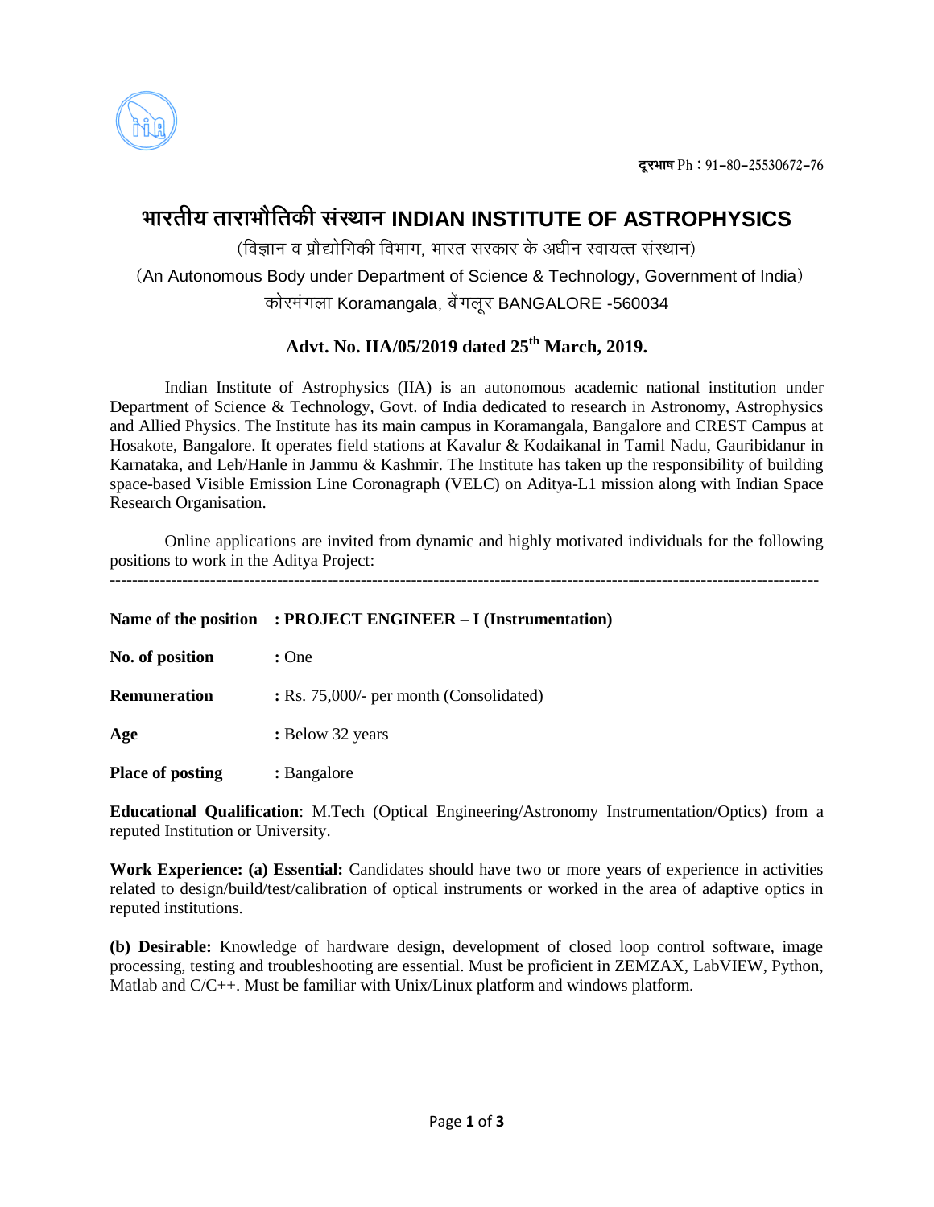दूरभाष Ph : 91-80-25530672-76

# भारतीय ताराभौतिकी संस्थान INDIAN INSTITUTE OF ASTROPHYSICS

(विज्ञान व प्रौद्योगिकी विभाग, भारत सरकार के अधीन स्वायत्त संस्थान)

(An Autonomous Body under Department of Science & Technology, Government of India)

कोरमंगला Koramangala, बेंगलूर BANGALORE -560034

## Advt. No. IIA/05/2019 dated 25th March, 2019.

Indian Institute of Astrophysics (IIA) is an autonomous academic national institution under Department of Science & Technology, Govt. of India dedicated to research in Astronomy, Astrophysics and Allied Physics. The Institute has its main campus in Koramangala, Bangalore and CREST Campus at Hosakote, Bangalore. It operates field stations at Kavalur & Kodaikanal in Tamil Nadu, Gauribidanur in Karnataka, and Leh/Hanle in Jammu & Kashmir. The Institute has taken up the responsibility of building space-based Visible Emission Line Coronagraph (VELC) on Aditya-L1 mission along with Indian Space Research Organisation.

Online applications are invited from dynamic and highly motivated individuals for the following positions to work in the Aditya Project:

---

**Name of the position** : **PROJECT ENGINEER – I (Instrumentation)**

**No. of position** : One

**Remuneration** : Rs. 75,000/- per month (Consolidated)

**Age** : Below 32 years

**Place of posting** : Bangalore

**Educational Qualification**: M.Tech (Optical Engineering/Astronomy Instrumentation/Optics) from a reputed Institution or University.

**Work Experience: (a) Essential:** Candidates should have two or more years of experience in activities related to design/build/test/calibration of optical instruments or worked in the area of adaptive optics in reputed institutions.

**(b) Desirable:** Knowledge of hardware design, development of closed loop control software, image processing, testing and troubleshooting are essential. Must be proficient in ZEMZAX, LabVIEW, Python, Matlab and C/C++. Must be familiar with Unix/Linux platform and windows platform.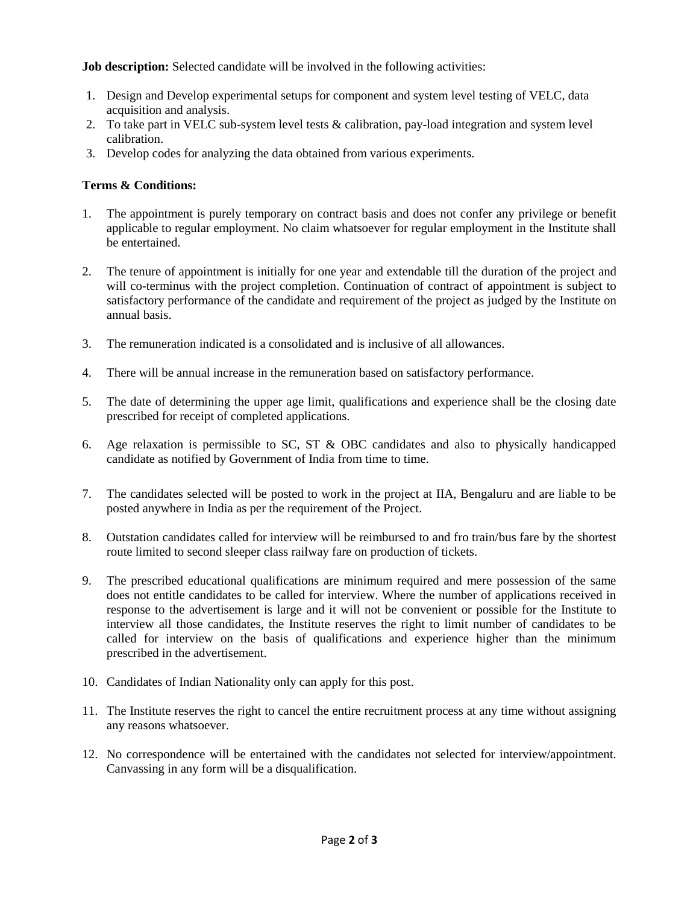**Job description:** Selected candidate will be involved in the following activities:

1. Design and Develop experimental setups for component and system level testing of VELC, data acquisition and analysis.
2. To take part in VELC sub-system level tests & calibration, pay-load integration and system level calibration.
3. Develop codes for analyzing the data obtained from various experiments.

**Terms & Conditions:**

1. The appointment is purely temporary on contract basis and does not confer any privilege or benefit applicable to regular employment. No claim whatsoever for regular employment in the Institute shall be entertained.
2. The tenure of appointment is initially for one year and extendable till the duration of the project and will co-terminus with the project completion. Continuation of contract of appointment is subject to satisfactory performance of the candidate and requirement of the project as judged by the Institute on annual basis.
3. The remuneration indicated is a consolidated and is inclusive of all allowances.
4. There will be annual increase in the remuneration based on satisfactory performance.
5. The date of determining the upper age limit, qualifications and experience shall be the closing date prescribed for receipt of completed applications.
6. Age relaxation is permissible to SC, ST & OBC candidates and also to physically handicapped candidate as notified by Government of India from time to time.
7. The candidates selected will be posted to work in the project at IIA, Bengaluru and are liable to be posted anywhere in India as per the requirement of the Project.
8. Outstation candidates called for interview will be reimbursed to and fro train/bus fare by the shortest route limited to second sleeper class railway fare on production of tickets.
9. The prescribed educational qualifications are minimum required and mere possession of the same does not entitle candidates to be called for interview. Where the number of applications received in response to the advertisement is large and it will not be convenient or possible for the Institute to interview all those candidates, the Institute reserves the right to limit number of candidates to be called for interview on the basis of qualifications and experience higher than the minimum prescribed in the advertisement.
10. Candidates of Indian Nationality only can apply for this post.
11. The Institute reserves the right to cancel the entire recruitment process at any time without assigning any reasons whatsoever.
12. No correspondence will be entertained with the candidates not selected for interview/appointment. Canvassing in any form will be a disqualification.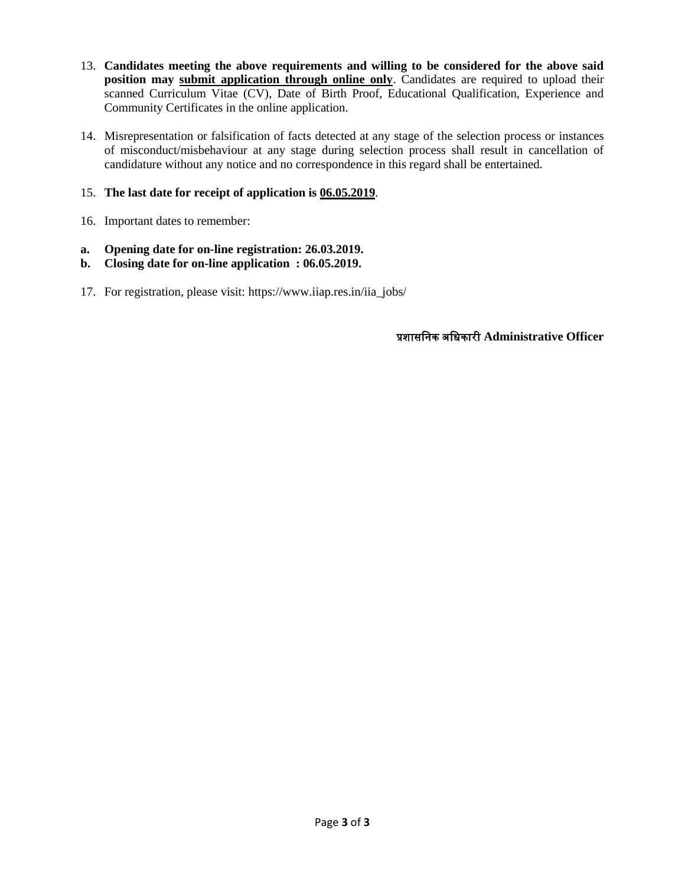13. **Candidates meeting the above requirements and willing to be considered for the above said position may submit application through online only**. Candidates are required to upload their scanned Curriculum Vitae (CV), Date of Birth Proof, Educational Qualification, Experience and Community Certificates in the online application.

14. Misrepresentation or falsification of facts detected at any stage of the selection process or instances of misconduct/misbehaviour at any stage during selection process shall result in cancellation of candidature without any notice and no correspondence in this regard shall be entertained.

15. **The last date for receipt of application is 06.05.2019**.

16. Important dates to remember:

**a. Opening date for on-line registration: 26.03.2019.**
**b. Closing date for on-line application : 06.05.2019.**

17. For registration, please visit: https://www.iiap.res.in/iia_jobs/

**प्रशासनिक अधिकारी Administrative Officer**